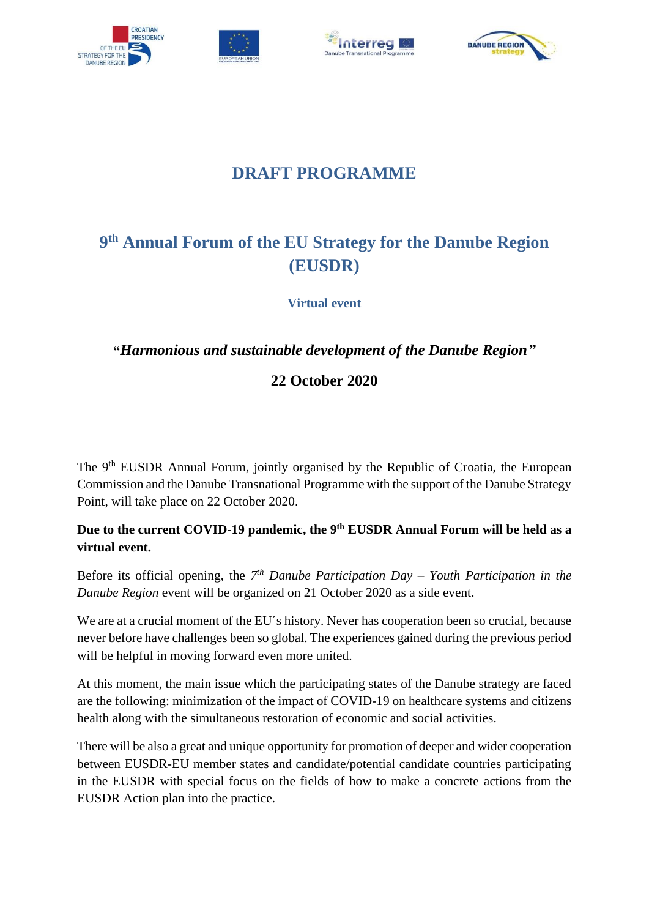# DRAFT PROGRAMME

## 9th Annual Forum of the EU Strategy for the Danube Region (EUSDR)

### Virtual event

### "*Harmonious and sustainable development of the Danube Region*"

### 22 October 2020

The 9th EUSDR Annual Forum, jointly organised by the Republic of Croatia, the European Commission and the Danube Transnational Programme with the support of the Danube Strategy Point, will take place on 22 October 2020.

**Due to the current COVID-19 pandemic, the 9th EUSDR Annual Forum will be held as a virtual event.**

Before its official opening, the *7th Danube Participation Day – Youth Participation in the Danube Region* event will be organized on 21 October 2020 as a side event.

We are at a crucial moment of the EU´s history. Never has cooperation been so crucial, because never before have challenges been so global. The experiences gained during the previous period will be helpful in moving forward even more united.

At this moment, the main issue which the participating states of the Danube strategy are faced are the following: minimization of the impact of COVID-19 on healthcare systems and citizens health along with the simultaneous restoration of economic and social activities.

There will be also a great and unique opportunity for promotion of deeper and wider cooperation between EUSDR-EU member states and candidate/potential candidate countries participating in the EUSDR with special focus on the fields of how to make a concrete actions from the EUSDR Action plan into the practice.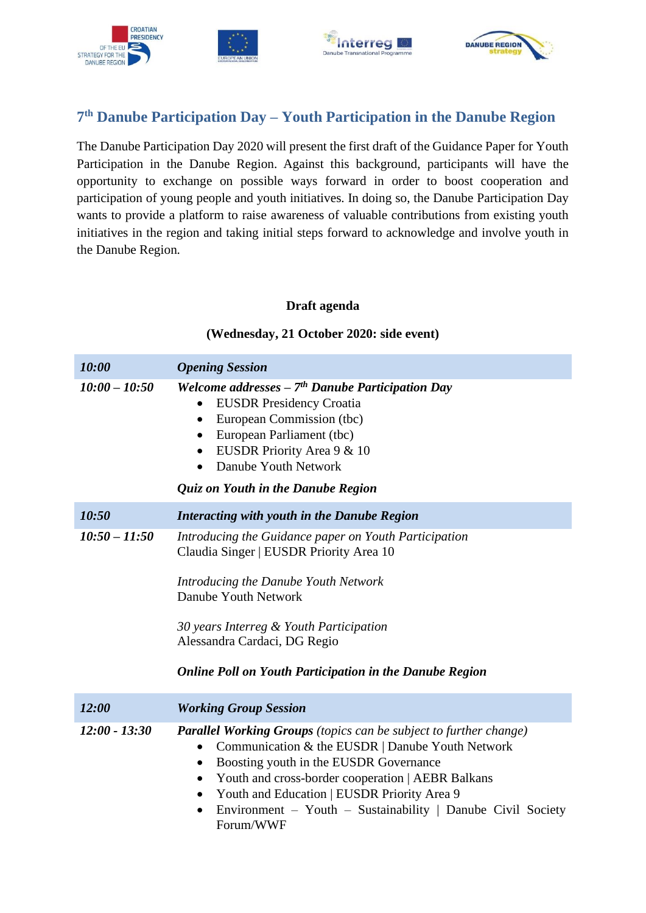## 7th Danube Participation Day – Youth Participation in the Danube Region

The Danube Participation Day 2020 will present the first draft of the Guidance Paper for Youth Participation in the Danube Region. Against this background, participants will have the opportunity to exchange on possible ways forward in order to boost cooperation and participation of young people and youth initiatives. In doing so, the Danube Participation Day wants to provide a platform to raise awareness of valuable contributions from existing youth initiatives in the region and taking initial steps forward to acknowledge and involve youth in the Danube Region.

**Draft agenda**

**(Wednesday, 21 October 2020: side event)**

| ***10:00*** | ***Opening Session*** |
|---|---|
| ***10:00 – 10:50*** | ***Welcome addresses – 7th Danube Participation Day***<br>• EUSDR Presidency Croatia<br>• European Commission (tbc)<br>• European Parliament (tbc)<br>• EUSDR Priority Area 9 & 10<br>• Danube Youth Network<br><br>***Quiz on Youth in the Danube Region*** |
| ***10:50*** | ***Interacting with youth in the Danube Region*** |
| ***10:50 – 11:50*** | *Introducing the Guidance paper on Youth Participation*<br>Claudia Singer \| EUSDR Priority Area 10<br><br>*Introducing the Danube Youth Network*<br>Danube Youth Network<br><br>*30 years Interreg & Youth Participation*<br>Alessandra Cardaci, DG Regio<br><br>***Online Poll on Youth Participation in the Danube Region*** |
| ***12:00*** | ***Working Group Session*** |
| ***12:00 - 13:30*** | ***Parallel Working Groups*** *(topics can be subject to further change)*<br>• Communication & the EUSDR \| Danube Youth Network<br>• Boosting youth in the EUSDR Governance<br>• Youth and cross-border cooperation \| AEBR Balkans<br>• Youth and Education \| EUSDR Priority Area 9<br>• Environment – Youth – Sustainability \| Danube Civil Society Forum/WWF |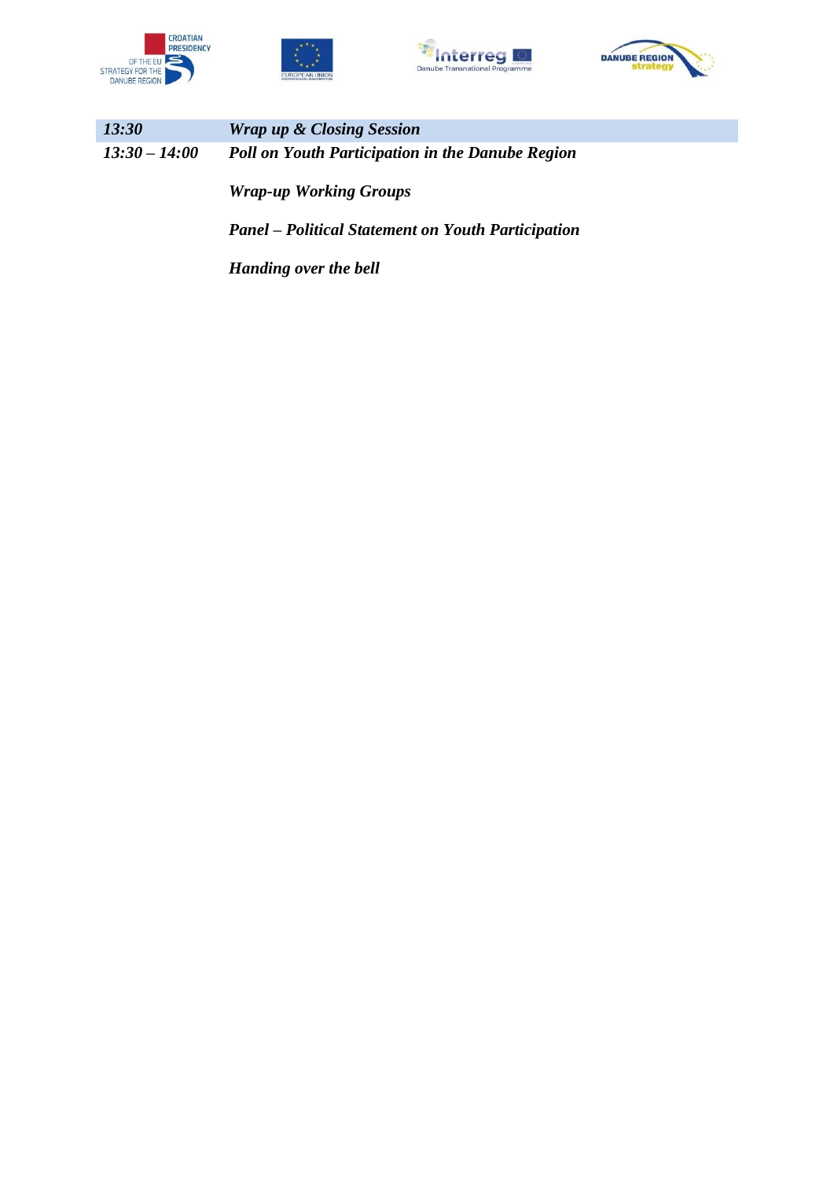| *13:30* | ***Wrap up & Closing Session*** |
|---|---|
| *13:30 – 14:00* | ***Poll on Youth Participation in the Danube Region*** |
| | ***Wrap-up Working Groups*** |
| | ***Panel – Political Statement on Youth Participation*** |
| | ***Handing over the bell*** |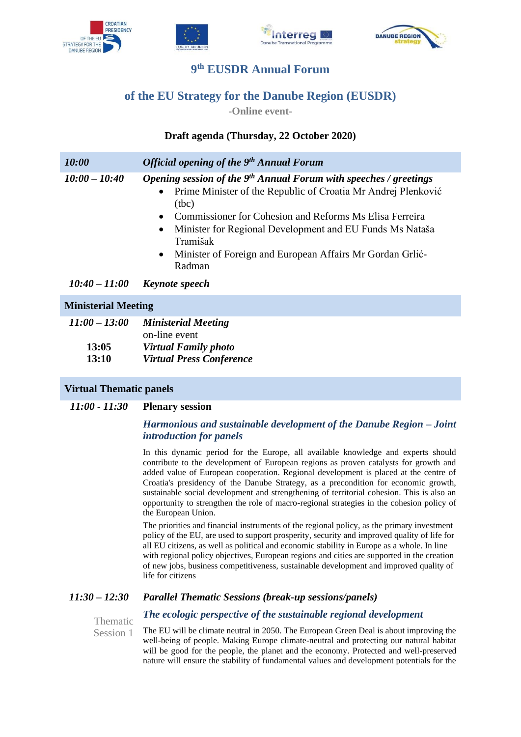# 9th EUSDR Annual Forum

## of the EU Strategy for the Danube Region (EUSDR)

**-Online event-**

**Draft agenda (Thursday, 22 October 2020)**

| | |
|---|---|
| ***10:00*** | ***Official opening of the 9th Annual Forum*** |
| ***10:00 – 10:40*** | ***Opening session of the 9th Annual Forum with speeches / greetings*** <br>• Prime Minister of the Republic of Croatia Mr Andrej Plenković (tbc) <br>• Commissioner for Cohesion and Reforms Ms Elisa Ferreira <br>• Minister for Regional Development and EU Funds Ms Nataša Tramišak <br>• Minister of Foreign and European Affairs Mr Gordan Grlić-Radman |
| ***10:40 – 11:00*** | ***Keynote speech*** |

**Ministerial Meeting**

| | |
|---|---|
| ***11:00 – 13:00*** | ***Ministerial Meeting*** <br>on-line event |
| **13:05** | ***Virtual Family photo*** |
| **13:10** | ***Virtual Press Conference*** |

**Virtual Thematic panels**

***11:00 - 11:30*** **Plenary session**

***Harmonious and sustainable development of the Danube Region – Joint introduction for panels***

In this dynamic period for the Europe, all available knowledge and experts should contribute to the development of European regions as proven catalysts for growth and added value of European cooperation. Regional development is placed at the centre of Croatia's presidency of the Danube Strategy, as a precondition for economic growth, sustainable social development and strengthening of territorial cohesion. This is also an opportunity to strengthen the role of macro-regional strategies in the cohesion policy of the European Union.

The priorities and financial instruments of the regional policy, as the primary investment policy of the EU, are used to support prosperity, security and improved quality of life for all EU citizens, as well as political and economic stability in Europe as a whole. In line with regional policy objectives, European regions and cities are supported in the creation of new jobs, business competitiveness, sustainable development and improved quality of life for citizens

***11:30 – 12:30*** ***Parallel Thematic Sessions (break-up sessions/panels)***

Thematic Session 1

***The ecologic perspective of the sustainable regional development***

The EU will be climate neutral in 2050. The European Green Deal is about improving the well-being of people. Making Europe climate-neutral and protecting our natural habitat will be good for the people, the planet and the economy. Protected and well-preserved nature will ensure the stability of fundamental values and development potentials for the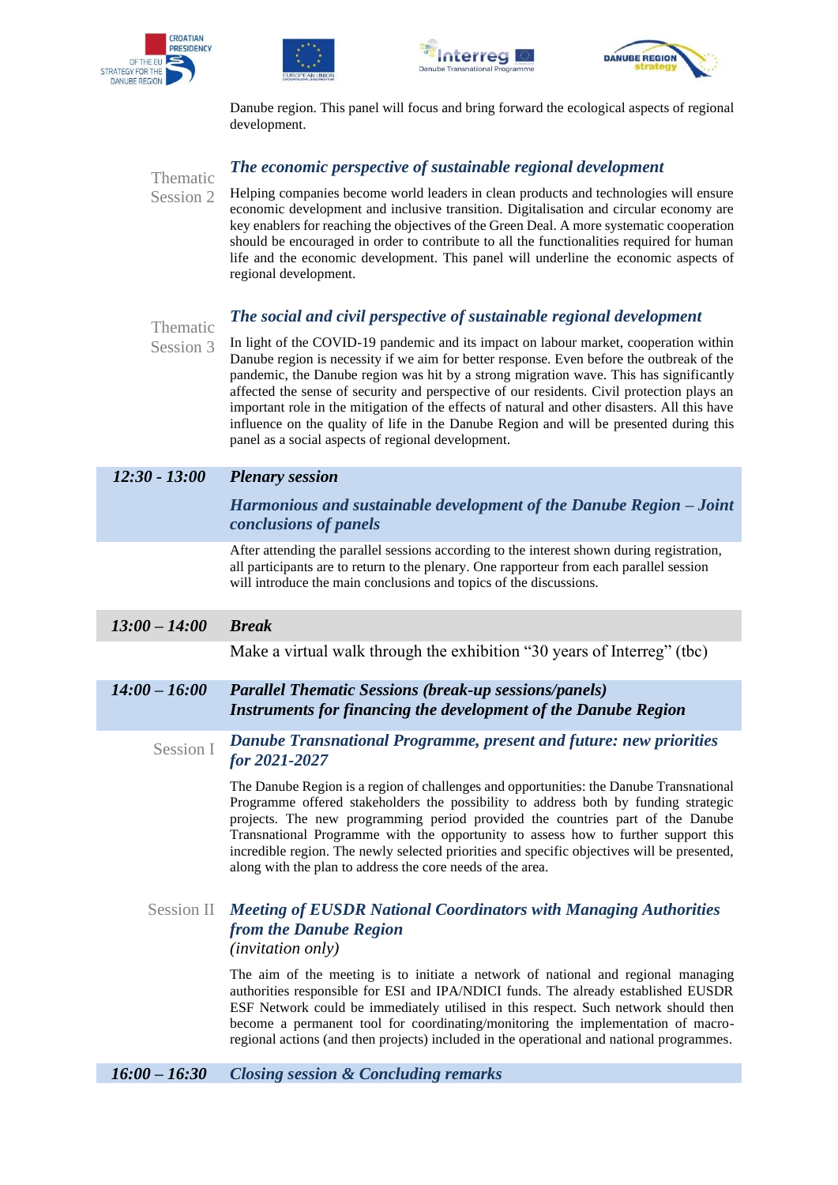Danube region. This panel will focus and bring forward the ecological aspects of regional development.

Thematic Session 2

***The economic perspective of sustainable regional development***

Helping companies become world leaders in clean products and technologies will ensure economic development and inclusive transition. Digitalisation and circular economy are key enablers for reaching the objectives of the Green Deal. A more systematic cooperation should be encouraged in order to contribute to all the functionalities required for human life and the economic development. This panel will underline the economic aspects of regional development.

Thematic Session 3

***The social and civil perspective of sustainable regional development***

In light of the COVID-19 pandemic and its impact on labour market, cooperation within Danube region is necessity if we aim for better response. Even before the outbreak of the pandemic, the Danube region was hit by a strong migration wave. This has significantly affected the sense of security and perspective of our residents. Civil protection plays an important role in the mitigation of the effects of natural and other disasters. All this have influence on the quality of life in the Danube Region and will be presented during this panel as a social aspects of regional development.

***12:30 - 13:00*** ***Plenary session***

***Harmonious and sustainable development of the Danube Region – Joint conclusions of panels***

After attending the parallel sessions according to the interest shown during registration, all participants are to return to the plenary. One rapporteur from each parallel session will introduce the main conclusions and topics of the discussions.

***13:00 – 14:00*** ***Break***

Make a virtual walk through the exhibition "30 years of Interreg" (tbc)

***14:00 – 16:00*** ***Parallel Thematic Sessions (break-up sessions/panels)***
***Instruments for financing the development of the Danube Region***

Session I

***Danube Transnational Programme, present and future: new priorities for 2021-2027***

The Danube Region is a region of challenges and opportunities: the Danube Transnational Programme offered stakeholders the possibility to address both by funding strategic projects. The new programming period provided the countries part of the Danube Transnational Programme with the opportunity to assess how to further support this incredible region. The newly selected priorities and specific objectives will be presented, along with the plan to address the core needs of the area.

Session II

***Meeting of EUSDR National Coordinators with Managing Authorities from the Danube Region***
*(invitation only)*

The aim of the meeting is to initiate a network of national and regional managing authorities responsible for ESI and IPA/NDICI funds. The already established EUSDR ESF Network could be immediately utilised in this respect. Such network should then become a permanent tool for coordinating/monitoring the implementation of macro-regional actions (and then projects) included in the operational and national programmes.

***16:00 – 16:30*** ***Closing session & Concluding remarks***